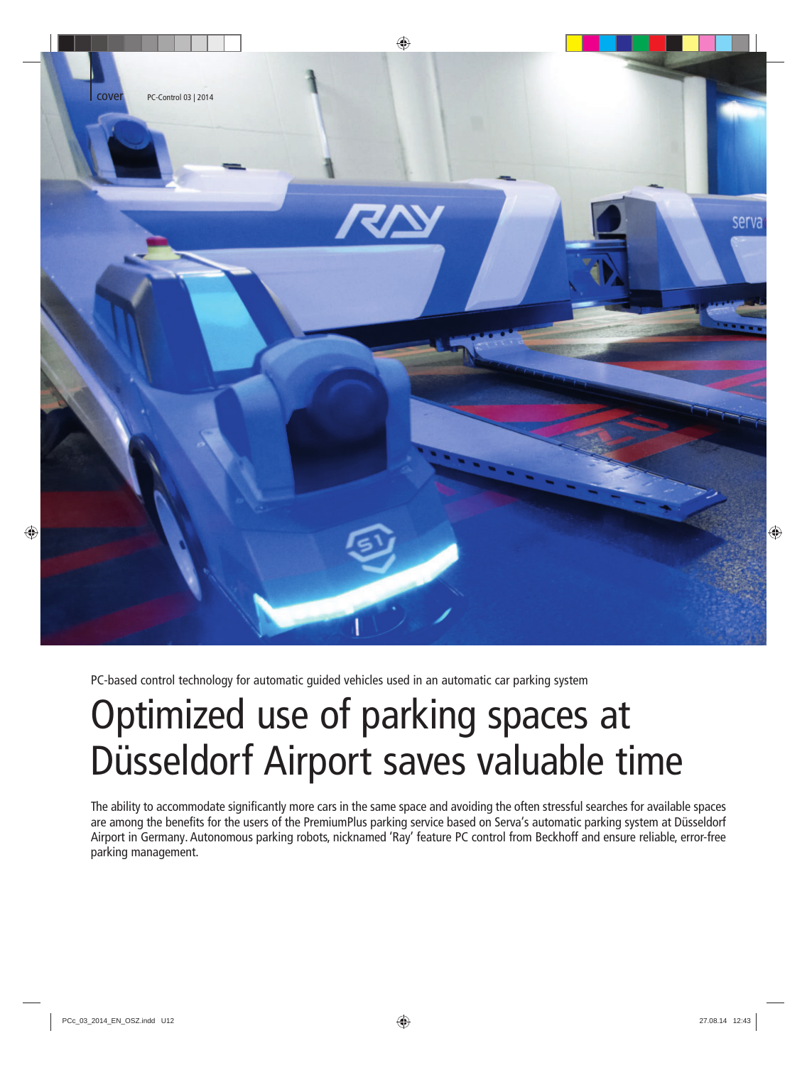PC-based control technology for automatic guided vehicles used in an automatic car parking system

# Optimized use of parking spaces at Düsseldorf Airport saves valuable time

The ability to accommodate significantly more cars in the same space and avoiding the often stressful searches for available spaces are among the benefits for the users of the PremiumPlus parking service based on Serva's automatic parking system at Düsseldorf Airport in Germany. Autonomous parking robots, nicknamed 'Ray' feature PC control from Beckhoff and ensure reliable, error-free parking management.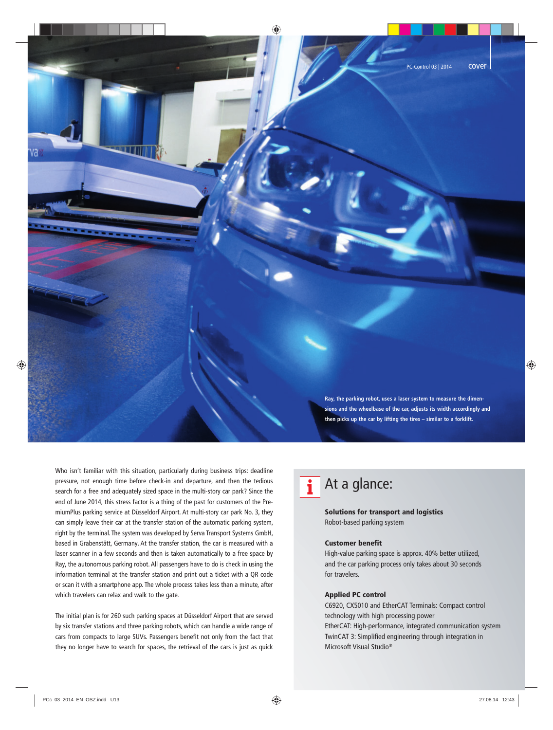Ray, the parking robot, uses a laser system to measure the dimensions and the wheelbase of the car, adjusts its width accordingly and then picks up the car by lifting the tires – similar to a forklift.

Who isn't familiar with this situation, particularly during business trips: deadline pressure, not enough time before check-in and departure, and then the tedious search for a free and adequately sized space in the multi-story car park? Since the end of June 2014, this stress factor is a thing of the past for customers of the PremiumPlus parking service at Düsseldorf Airport. At multi-story car park No. 3, they can simply leave their car at the transfer station of the automatic parking system, right by the terminal. The system was developed by Serva Transport Systems GmbH, based in Grabenstätt, Germany. At the transfer station, the car is measured with a laser scanner in a few seconds and then is taken automatically to a free space by Ray, the autonomous parking robot. All passengers have to do is check in using the information terminal at the transfer station and print out a ticket with a QR code or scan it with a smartphone app. The whole process takes less than a minute, after which travelers can relax and walk to the gate.

The initial plan is for 260 such parking spaces at Düsseldorf Airport that are served by six transfer stations and three parking robots, which can handle a wide range of cars from compacts to large SUVs. Passengers benefit not only from the fact that they no longer have to search for spaces, the retrieval of the cars is just as quick

## At a glance:

**Solutions for transport and logistics**
Robot-based parking system

**Customer benefit**
High-value parking space is approx. 40% better utilized, and the car parking process only takes about 30 seconds for travelers.

**Applied PC control**
C6920, CX5010 and EtherCAT Terminals: Compact control technology with high processing power
EtherCAT: High-performance, integrated communication system
TwinCAT 3: Simplified engineering through integration in Microsoft Visual Studio®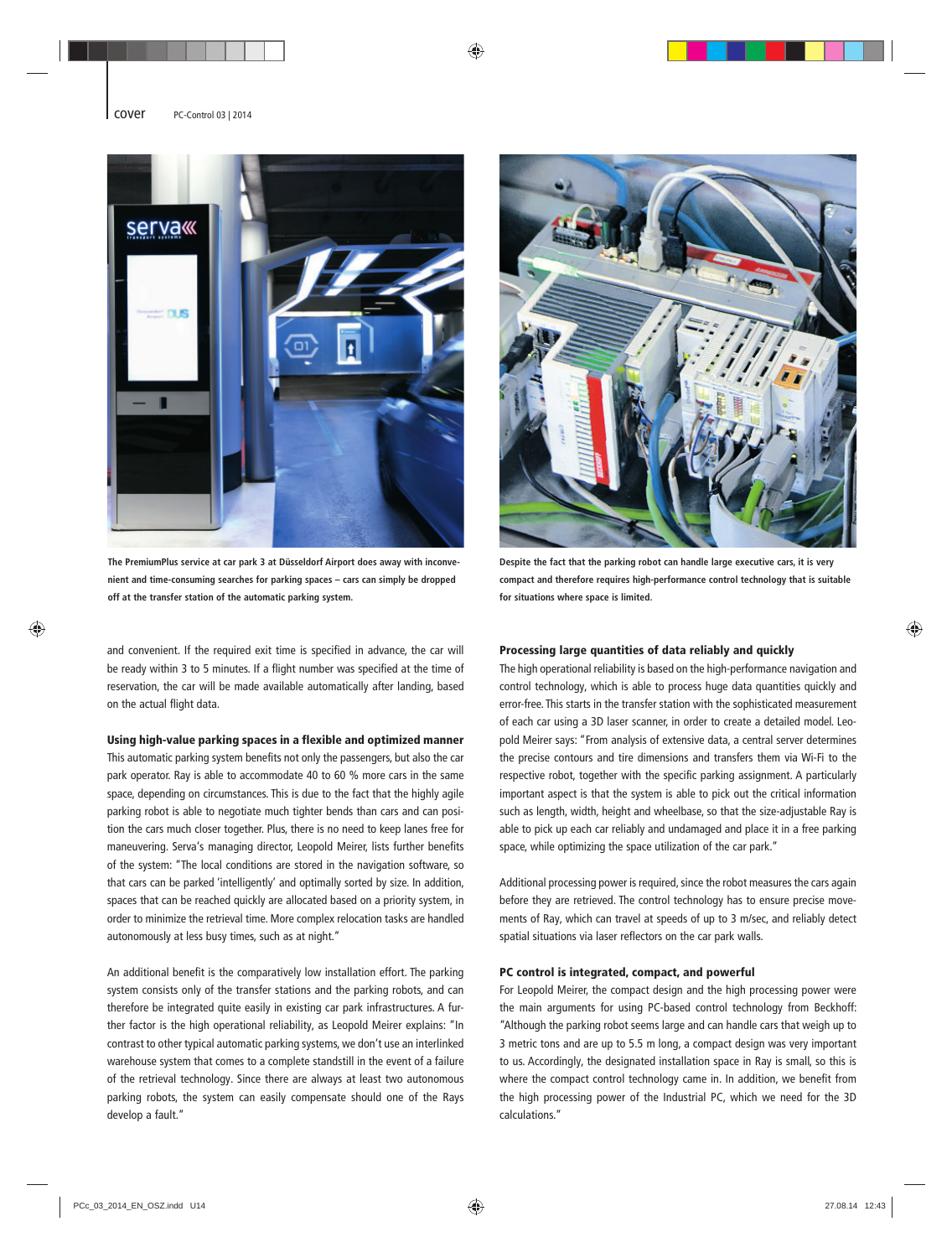The PremiumPlus service at car park 3 at Düsseldorf Airport does away with inconvenient and time-consuming searches for parking spaces – cars can simply be dropped off at the transfer station of the automatic parking system.

Despite the fact that the parking robot can handle large executive cars, it is very compact and therefore requires high-performance control technology that is suitable for situations where space is limited.

and convenient. If the required exit time is specified in advance, the car will be ready within 3 to 5 minutes. If a flight number was specified at the time of reservation, the car will be made available automatically after landing, based on the actual flight data.

**Using high-value parking spaces in a flexible and optimized manner**

This automatic parking system benefits not only the passengers, but also the car park operator. Ray is able to accommodate 40 to 60 % more cars in the same space, depending on circumstances. This is due to the fact that the highly agile parking robot is able to negotiate much tighter bends than cars and can position the cars much closer together. Plus, there is no need to keep lanes free for maneuvering. Serva's managing director, Leopold Meirer, lists further benefits of the system: "The local conditions are stored in the navigation software, so that cars can be parked 'intelligently' and optimally sorted by size. In addition, spaces that can be reached quickly are allocated based on a priority system, in order to minimize the retrieval time. More complex relocation tasks are handled autonomously at less busy times, such as at night."

An additional benefit is the comparatively low installation effort. The parking system consists only of the transfer stations and the parking robots, and can therefore be integrated quite easily in existing car park infrastructures. A further factor is the high operational reliability, as Leopold Meirer explains: "In contrast to other typical automatic parking systems, we don't use an interlinked warehouse system that comes to a complete standstill in the event of a failure of the retrieval technology. Since there are always at least two autonomous parking robots, the system can easily compensate should one of the Rays develop a fault."

**Processing large quantities of data reliably and quickly**

The high operational reliability is based on the high-performance navigation and control technology, which is able to process huge data quantities quickly and error-free. This starts in the transfer station with the sophisticated measurement of each car using a 3D laser scanner, in order to create a detailed model. Leopold Meirer says: "From analysis of extensive data, a central server determines the precise contours and tire dimensions and transfers them via Wi-Fi to the respective robot, together with the specific parking assignment. A particularly important aspect is that the system is able to pick out the critical information such as length, width, height and wheelbase, so that the size-adjustable Ray is able to pick up each car reliably and undamaged and place it in a free parking space, while optimizing the space utilization of the car park."

Additional processing power is required, since the robot measures the cars again before they are retrieved. The control technology has to ensure precise movements of Ray, which can travel at speeds of up to 3 m/sec, and reliably detect spatial situations via laser reflectors on the car park walls.

**PC control is integrated, compact, and powerful**

For Leopold Meirer, the compact design and the high processing power were the main arguments for using PC-based control technology from Beckhoff: "Although the parking robot seems large and can handle cars that weigh up to 3 metric tons and are up to 5.5 m long, a compact design was very important to us. Accordingly, the designated installation space in Ray is small, so this is where the compact control technology came in. In addition, we benefit from the high processing power of the Industrial PC, which we need for the 3D calculations."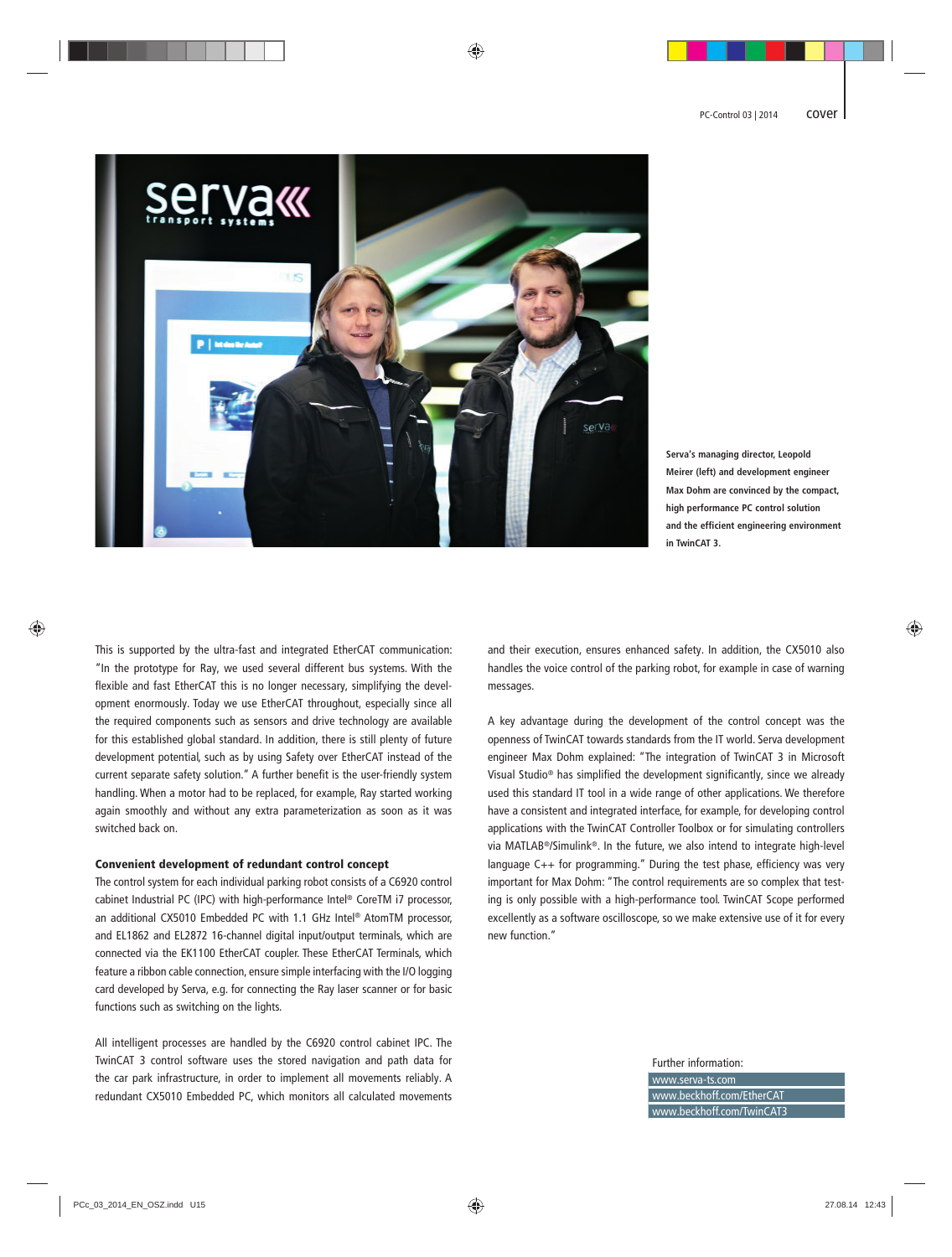Serva's managing director, Leopold Meirer (left) and development engineer Max Dohm are convinced by the compact, high performance PC control solution and the efficient engineering environment in TwinCAT 3.

This is supported by the ultra-fast and integrated EtherCAT communication: "In the prototype for Ray, we used several different bus systems. With the flexible and fast EtherCAT this is no longer necessary, simplifying the development enormously. Today we use EtherCAT throughout, especially since all the required components such as sensors and drive technology are available for this established global standard. In addition, there is still plenty of future development potential, such as by using Safety over EtherCAT instead of the current separate safety solution." A further benefit is the user-friendly system handling. When a motor had to be replaced, for example, Ray started working again smoothly and without any extra parameterization as soon as it was switched back on.

**Convenient development of redundant control concept**

The control system for each individual parking robot consists of a C6920 control cabinet Industrial PC (IPC) with high-performance Intel® CoreTM i7 processor, an additional CX5010 Embedded PC with 1.1 GHz Intel® AtomTM processor, and EL1862 and EL2872 16-channel digital input/output terminals, which are connected via the EK1100 EtherCAT coupler. These EtherCAT Terminals, which feature a ribbon cable connection, ensure simple interfacing with the I/O logging card developed by Serva, e.g. for connecting the Ray laser scanner or for basic functions such as switching on the lights.

All intelligent processes are handled by the C6920 control cabinet IPC. The TwinCAT 3 control software uses the stored navigation and path data for the car park infrastructure, in order to implement all movements reliably. A redundant CX5010 Embedded PC, which monitors all calculated movements and their execution, ensures enhanced safety. In addition, the CX5010 also handles the voice control of the parking robot, for example in case of warning messages.

A key advantage during the development of the control concept was the openness of TwinCAT towards standards from the IT world. Serva development engineer Max Dohm explained: "The integration of TwinCAT 3 in Microsoft Visual Studio® has simplified the development significantly, since we already used this standard IT tool in a wide range of other applications. We therefore have a consistent and integrated interface, for example, for developing control applications with the TwinCAT Controller Toolbox or for simulating controllers via MATLAB®/Simulink®. In the future, we also intend to integrate high-level language C++ for programming." During the test phase, efficiency was very important for Max Dohm: "The control requirements are so complex that testing is only possible with a high-performance tool. TwinCAT Scope performed excellently as a software oscilloscope, so we make extensive use of it for every new function."

Further information:
www.serva-ts.com
www.beckhoff.com/EtherCAT
www.beckhoff.com/TwinCAT3